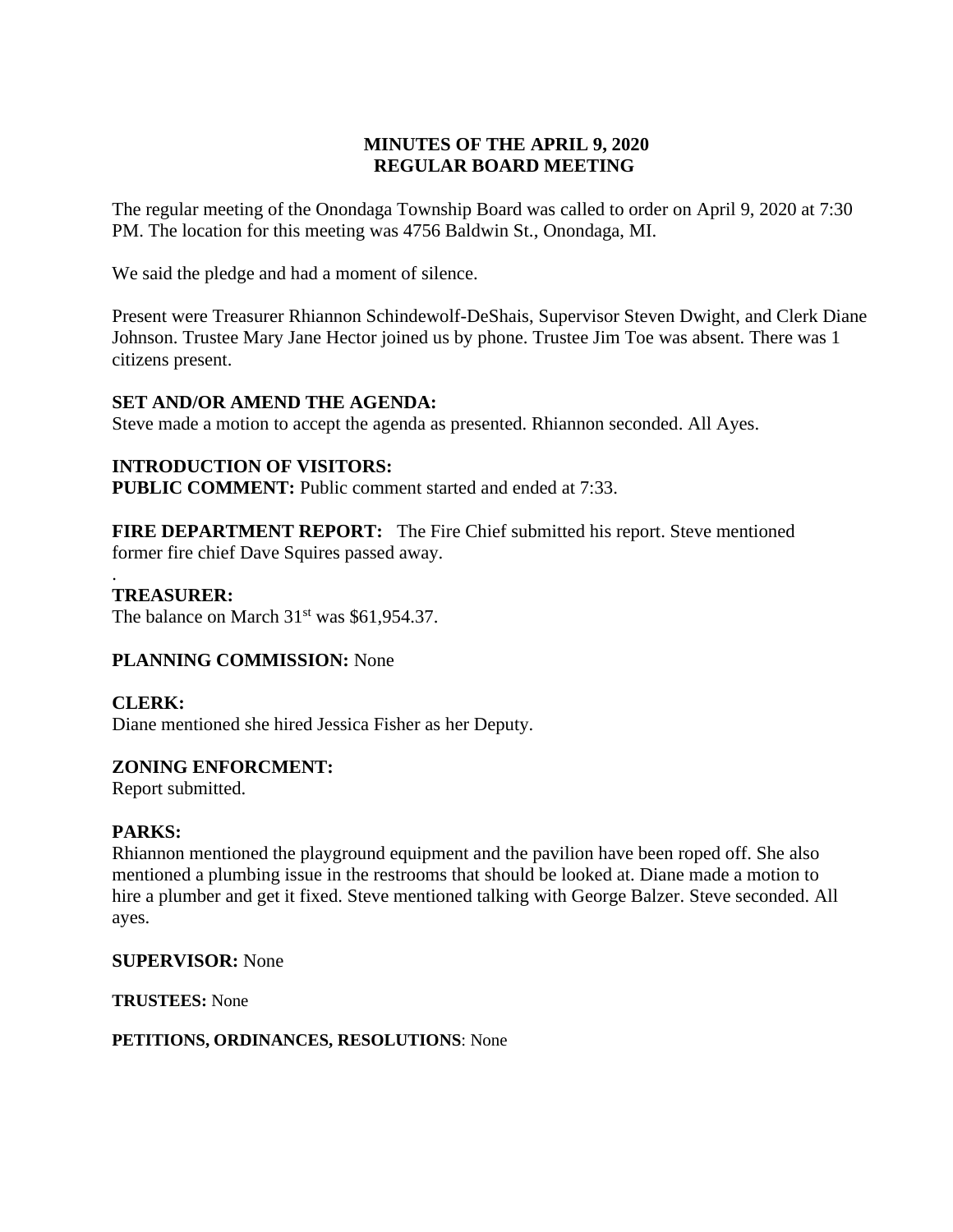# MINUTES OF THE APRIL 9, 2020
# REGULAR BOARD MEETING

The regular meeting of the Onondaga Township Board was called to order on April 9, 2020 at 7:30 PM. The location for this meeting was 4756 Baldwin St., Onondaga, MI.

We said the pledge and had a moment of silence.

Present were Treasurer Rhiannon Schindewolf-DeShais, Supervisor Steven Dwight, and Clerk Diane Johnson. Trustee Mary Jane Hector joined us by phone. Trustee Jim Toe was absent. There was 1 citizens present.

**SET AND/OR AMEND THE AGENDA:**
Steve made a motion to accept the agenda as presented. Rhiannon seconded. All Ayes.

**INTRODUCTION OF VISITORS:**
**PUBLIC COMMENT:** Public comment started and ended at 7:33.

**FIRE DEPARTMENT REPORT:** The Fire Chief submitted his report. Steve mentioned former fire chief Dave Squires passed away.

.
**TREASURER:**
The balance on March 31st was $61,954.37.

**PLANNING COMMISSION:** None

**CLERK:**
Diane mentioned she hired Jessica Fisher as her Deputy.

**ZONING ENFORCMENT:**
Report submitted.

**PARKS:**
Rhiannon mentioned the playground equipment and the pavilion have been roped off. She also mentioned a plumbing issue in the restrooms that should be looked at. Diane made a motion to hire a plumber and get it fixed. Steve mentioned talking with George Balzer. Steve seconded. All ayes.

**SUPERVISOR:** None

**TRUSTEES:** None

**PETITIONS, ORDINANCES, RESOLUTIONS**: None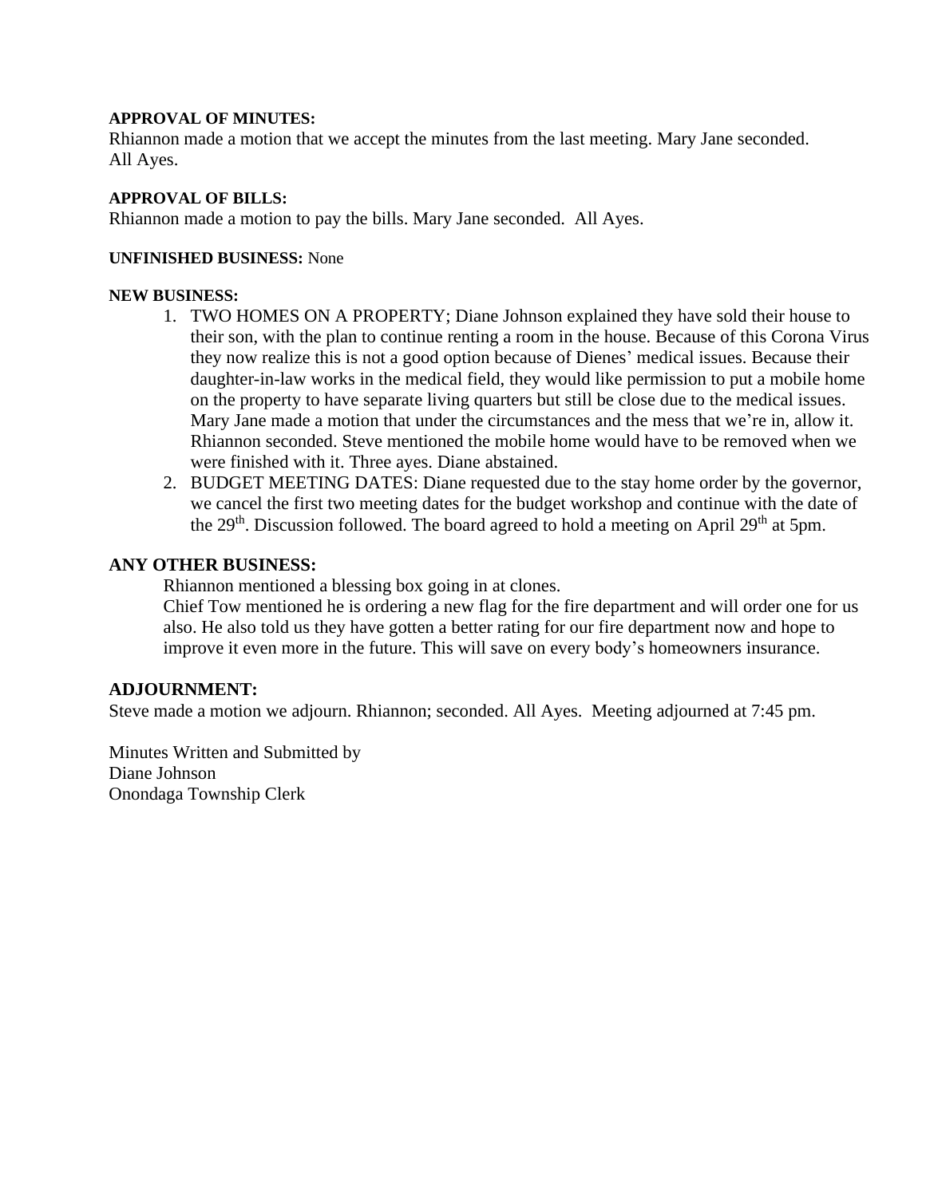**APPROVAL OF MINUTES:**
Rhiannon made a motion that we accept the minutes from the last meeting. Mary Jane seconded. All Ayes.

**APPROVAL OF BILLS:**
Rhiannon made a motion to pay the bills. Mary Jane seconded. All Ayes.

**UNFINISHED BUSINESS:** None

**NEW BUSINESS:**

1. TWO HOMES ON A PROPERTY; Diane Johnson explained they have sold their house to their son, with the plan to continue renting a room in the house. Because of this Corona Virus they now realize this is not a good option because of Dienes' medical issues. Because their daughter-in-law works in the medical field, they would like permission to put a mobile home on the property to have separate living quarters but still be close due to the medical issues. Mary Jane made a motion that under the circumstances and the mess that we're in, allow it. Rhiannon seconded. Steve mentioned the mobile home would have to be removed when we were finished with it. Three ayes. Diane abstained.
2. BUDGET MEETING DATES: Diane requested due to the stay home order by the governor, we cancel the first two meeting dates for the budget workshop and continue with the date of the 29th. Discussion followed. The board agreed to hold a meeting on April 29th at 5pm.

**ANY OTHER BUSINESS:**

Rhiannon mentioned a blessing box going in at clones.

Chief Tow mentioned he is ordering a new flag for the fire department and will order one for us also. He also told us they have gotten a better rating for our fire department now and hope to improve it even more in the future. This will save on every body's homeowners insurance.

**ADJOURNMENT:**
Steve made a motion we adjourn. Rhiannon; seconded. All Ayes. Meeting adjourned at 7:45 pm.

Minutes Written and Submitted by
Diane Johnson
Onondaga Township Clerk